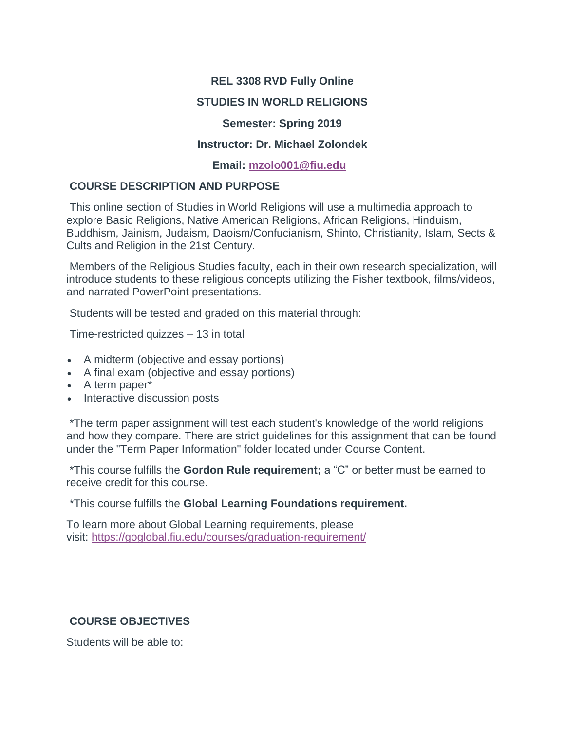**REL 3308 RVD Fully Online**

**STUDIES IN WORLD RELIGIONS**

**Semester: Spring 2019**

**Instructor: Dr. Michael Zolondek**

**Email: [mzolo001@fiu.edu](mailto:mzolo001@fiu.edu)**

## COURSE DESCRIPTION AND PURPOSE

This online section of Studies in World Religions will use a multimedia approach to explore Basic Religions, Native American Religions, African Religions, Hinduism, Buddhism, Jainism, Judaism, Daoism/Confucianism, Shinto, Christianity, Islam, Sects & Cults and Religion in the 21st Century.

Members of the Religious Studies faculty, each in their own research specialization, will introduce students to these religious concepts utilizing the Fisher textbook, films/videos, and narrated PowerPoint presentations.

Students will be tested and graded on this material through:

Time-restricted quizzes – 13 in total

- A midterm (objective and essay portions)
- A final exam (objective and essay portions)
- A term paper*
- Interactive discussion posts

*The term paper assignment will test each student's knowledge of the world religions and how they compare. There are strict guidelines for this assignment that can be found under the "Term Paper Information" folder located under Course Content.

*This course fulfills the **Gordon Rule requirement;** a "C" or better must be earned to receive credit for this course.

*This course fulfills the **Global Learning Foundations requirement.**

To learn more about Global Learning requirements, please visit: [https://goglobal.fiu.edu/courses/graduation-requirement/](https://goglobal.fiu.edu/courses/graduation-requirement/)

## COURSE OBJECTIVES

Students will be able to: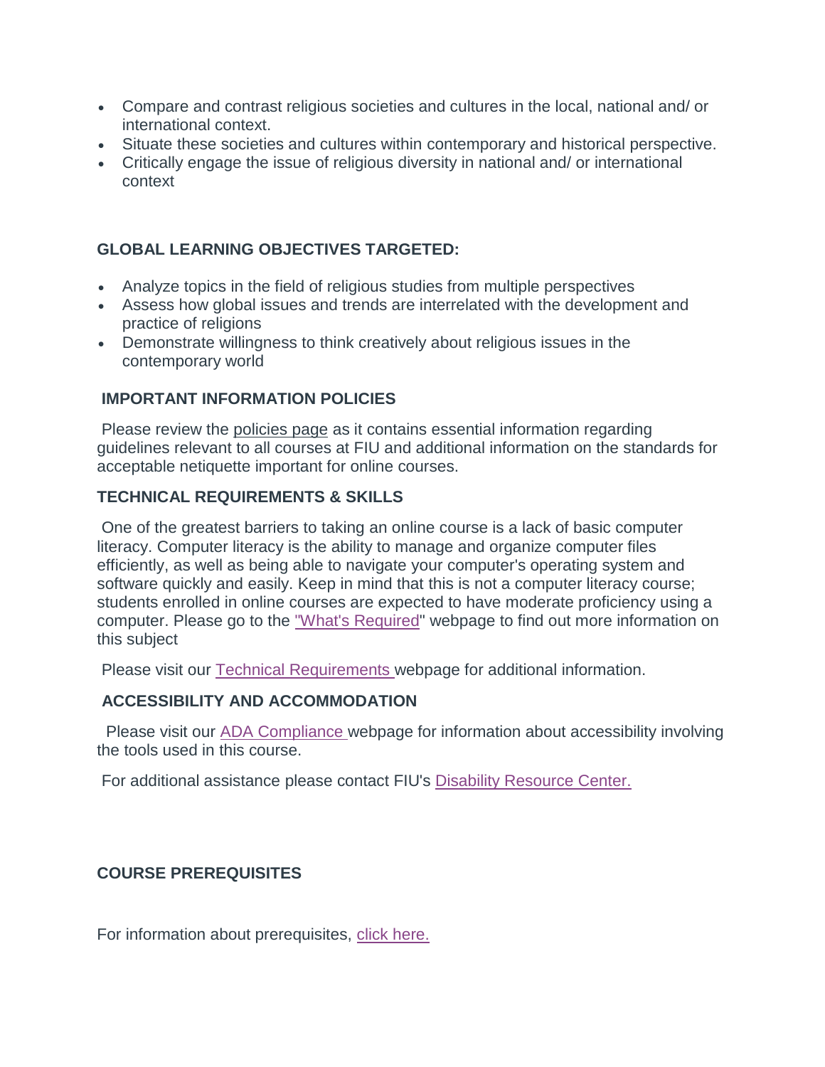- Compare and contrast religious societies and cultures in the local, national and/ or international context.
- Situate these societies and cultures within contemporary and historical perspective.
- Critically engage the issue of religious diversity in national and/ or international context

### GLOBAL LEARNING OBJECTIVES TARGETED:

- Analyze topics in the field of religious studies from multiple perspectives
- Assess how global issues and trends are interrelated with the development and practice of religions
- Demonstrate willingness to think creatively about religious issues in the contemporary world

### IMPORTANT INFORMATION POLICIES

Please review the policies page as it contains essential information regarding guidelines relevant to all courses at FIU and additional information on the standards for acceptable netiquette important for online courses.

### TECHNICAL REQUIREMENTS & SKILLS

One of the greatest barriers to taking an online course is a lack of basic computer literacy. Computer literacy is the ability to manage and organize computer files efficiently, as well as being able to navigate your computer's operating system and software quickly and easily. Keep in mind that this is not a computer literacy course; students enrolled in online courses are expected to have moderate proficiency using a computer. Please go to the "What's Required" webpage to find out more information on this subject

Please visit our Technical Requirements webpage for additional information.

### ACCESSIBILITY AND ACCOMMODATION

Please visit our ADA Compliance webpage for information about accessibility involving the tools used in this course.

For additional assistance please contact FIU's Disability Resource Center.

### COURSE PREREQUISITES

For information about prerequisites, click here.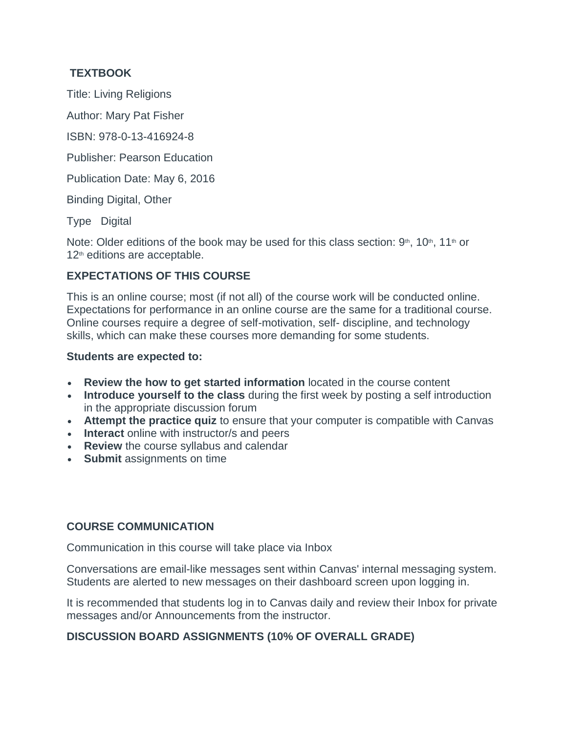## TEXTBOOK

Title: Living Religions

Author: Mary Pat Fisher

ISBN: 978-0-13-416924-8

Publisher: Pearson Education

Publication Date: May 6, 2016

Binding Digital, Other

Type Digital

Note: Older editions of the book may be used for this class section: 9th, 10th, 11th or 12th editions are acceptable.

## EXPECTATIONS OF THIS COURSE

This is an online course; most (if not all) of the course work will be conducted online. Expectations for performance in an online course are the same for a traditional course. Online courses require a degree of self-motivation, self- discipline, and technology skills, which can make these courses more demanding for some students.

**Students are expected to:**

- **Review the how to get started information** located in the course content
- **Introduce yourself to the class** during the first week by posting a self introduction in the appropriate discussion forum
- **Attempt the practice quiz** to ensure that your computer is compatible with Canvas
- **Interact** online with instructor/s and peers
- **Review** the course syllabus and calendar
- **Submit** assignments on time

## COURSE COMMUNICATION

Communication in this course will take place via Inbox

Conversations are email-like messages sent within Canvas' internal messaging system. Students are alerted to new messages on their dashboard screen upon logging in.

It is recommended that students log in to Canvas daily and review their Inbox for private messages and/or Announcements from the instructor.

## DISCUSSION BOARD ASSIGNMENTS (10% OF OVERALL GRADE)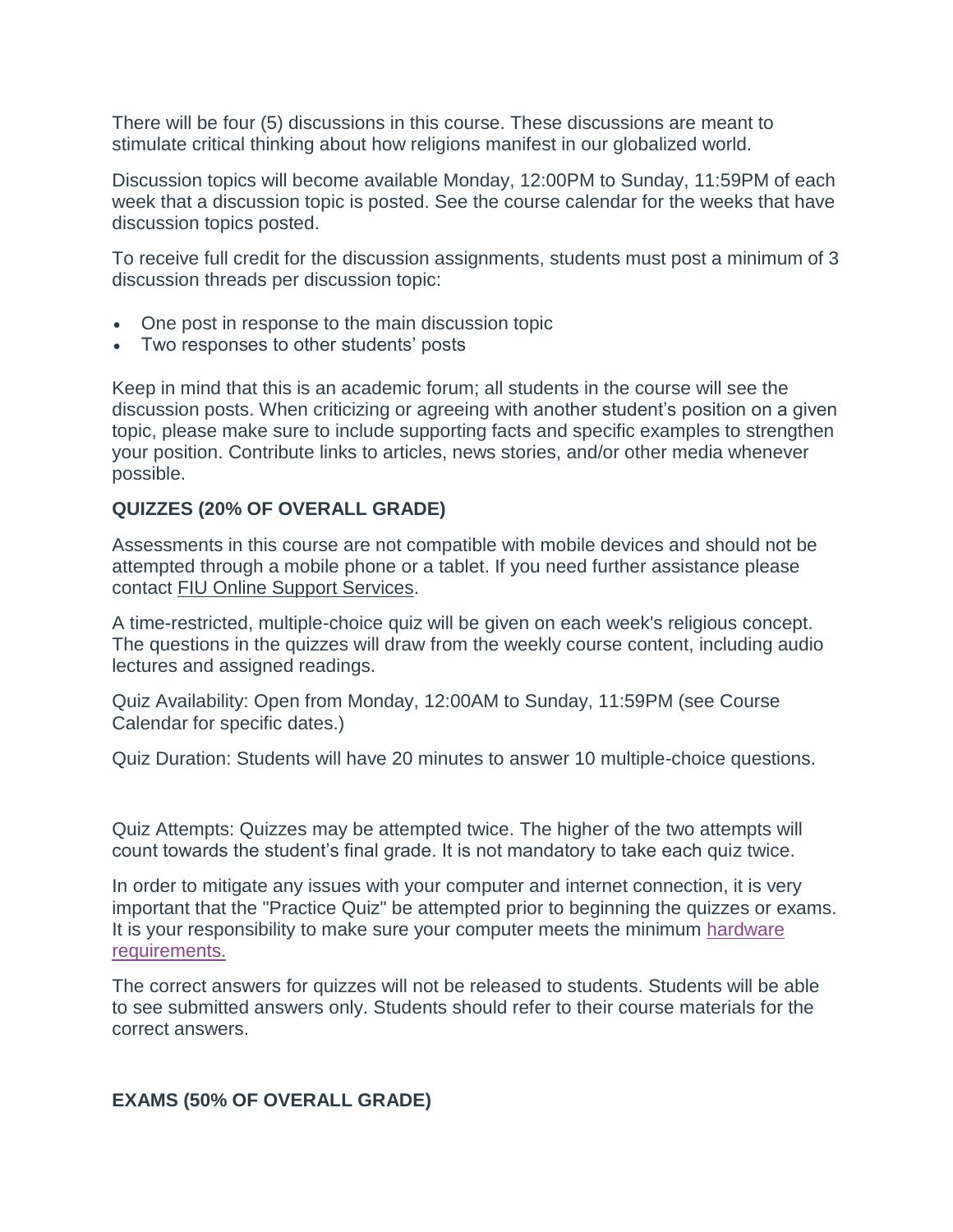There will be four (5) discussions in this course. These discussions are meant to stimulate critical thinking about how religions manifest in our globalized world.

Discussion topics will become available Monday, 12:00PM to Sunday, 11:59PM of each week that a discussion topic is posted. See the course calendar for the weeks that have discussion topics posted.

To receive full credit for the discussion assignments, students must post a minimum of 3 discussion threads per discussion topic:

- One post in response to the main discussion topic
- Two responses to other students' posts

Keep in mind that this is an academic forum; all students in the course will see the discussion posts. When criticizing or agreeing with another student's position on a given topic, please make sure to include supporting facts and specific examples to strengthen your position. Contribute links to articles, news stories, and/or other media whenever possible.

**QUIZZES (20% OF OVERALL GRADE)**

Assessments in this course are not compatible with mobile devices and should not be attempted through a mobile phone or a tablet. If you need further assistance please contact FIU Online Support Services.

A time-restricted, multiple-choice quiz will be given on each week's religious concept. The questions in the quizzes will draw from the weekly course content, including audio lectures and assigned readings.

Quiz Availability: Open from Monday, 12:00AM to Sunday, 11:59PM (see Course Calendar for specific dates.)

Quiz Duration: Students will have 20 minutes to answer 10 multiple-choice questions.

Quiz Attempts: Quizzes may be attempted twice. The higher of the two attempts will count towards the student's final grade. It is not mandatory to take each quiz twice.

In order to mitigate any issues with your computer and internet connection, it is very important that the "Practice Quiz" be attempted prior to beginning the quizzes or exams. It is your responsibility to make sure your computer meets the minimum hardware requirements.

The correct answers for quizzes will not be released to students. Students will be able to see submitted answers only. Students should refer to their course materials for the correct answers.

**EXAMS (50% OF OVERALL GRADE)**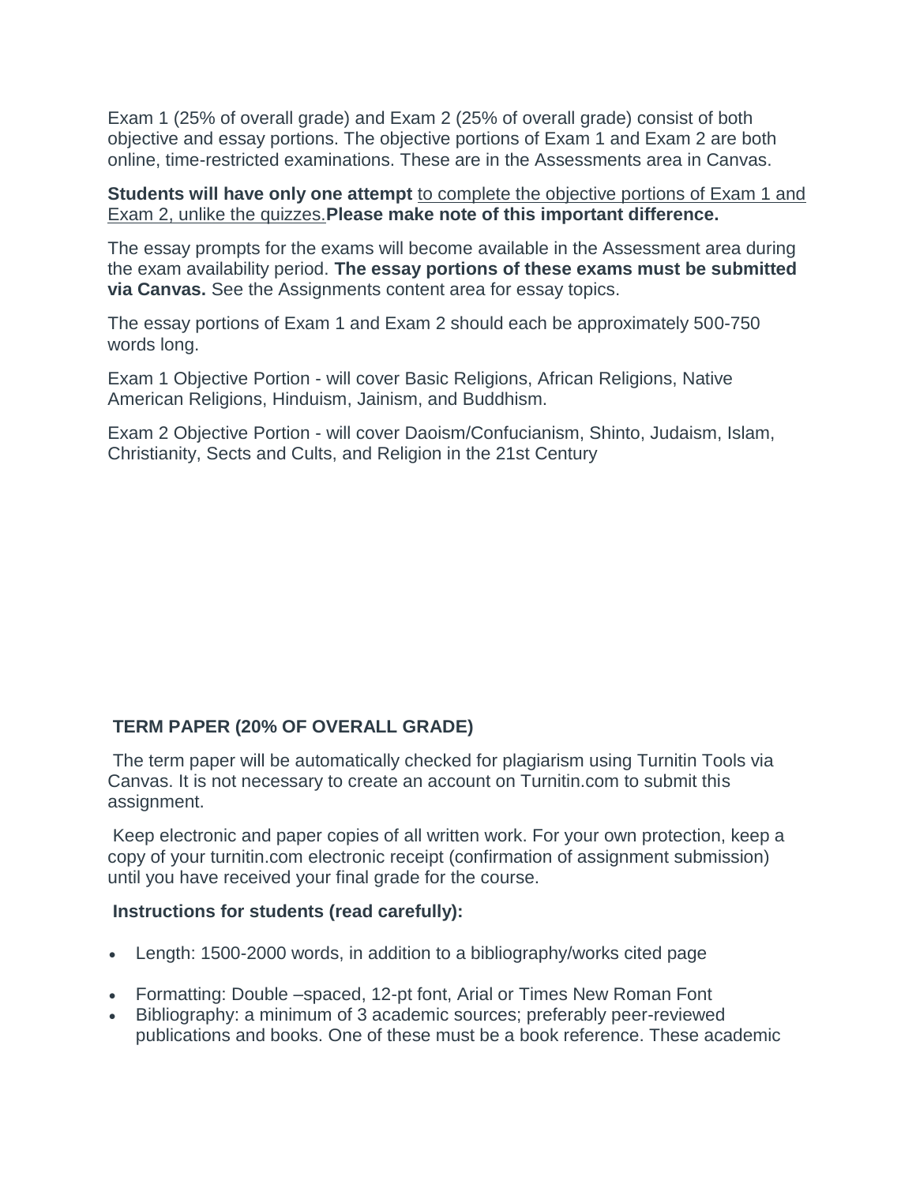Exam 1 (25% of overall grade) and Exam 2 (25% of overall grade) consist of both objective and essay portions. The objective portions of Exam 1 and Exam 2 are both online, time-restricted examinations. These are in the Assessments area in Canvas.

**Students will have only one attempt** to complete the objective portions of Exam 1 and Exam 2, unlike the quizzes.**Please make note of this important difference.**

The essay prompts for the exams will become available in the Assessment area during the exam availability period. **The essay portions of these exams must be submitted via Canvas.** See the Assignments content area for essay topics.

The essay portions of Exam 1 and Exam 2 should each be approximately 500-750 words long.

Exam 1 Objective Portion - will cover Basic Religions, African Religions, Native American Religions, Hinduism, Jainism, and Buddhism.

Exam 2 Objective Portion - will cover Daoism/Confucianism, Shinto, Judaism, Islam, Christianity, Sects and Cults, and Religion in the 21st Century

**TERM PAPER (20% OF OVERALL GRADE)**

The term paper will be automatically checked for plagiarism using Turnitin Tools via Canvas. It is not necessary to create an account on Turnitin.com to submit this assignment.

Keep electronic and paper copies of all written work. For your own protection, keep a copy of your turnitin.com electronic receipt (confirmation of assignment submission) until you have received your final grade for the course.

**Instructions for students (read carefully):**

- Length: 1500-2000 words, in addition to a bibliography/works cited page
- Formatting: Double –spaced, 12-pt font, Arial or Times New Roman Font
- Bibliography: a minimum of 3 academic sources; preferably peer-reviewed publications and books. One of these must be a book reference. These academic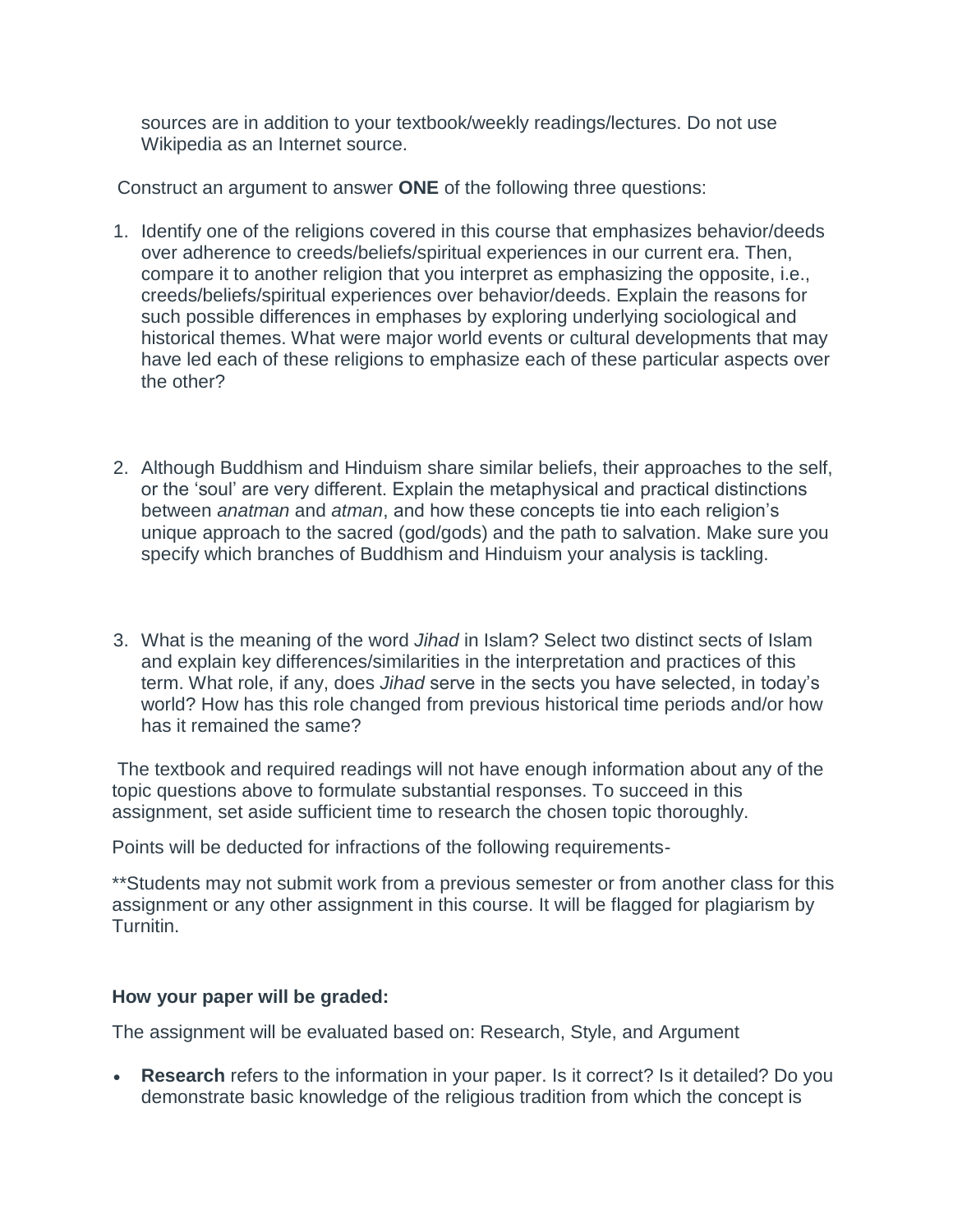sources are in addition to your textbook/weekly readings/lectures. Do not use Wikipedia as an Internet source.

Construct an argument to answer **ONE** of the following three questions:

1. Identify one of the religions covered in this course that emphasizes behavior/deeds over adherence to creeds/beliefs/spiritual experiences in our current era. Then, compare it to another religion that you interpret as emphasizing the opposite, i.e., creeds/beliefs/spiritual experiences over behavior/deeds. Explain the reasons for such possible differences in emphases by exploring underlying sociological and historical themes. What were major world events or cultural developments that may have led each of these religions to emphasize each of these particular aspects over the other?

2. Although Buddhism and Hinduism share similar beliefs, their approaches to the self, or the 'soul' are very different. Explain the metaphysical and practical distinctions between *anatman* and *atman*, and how these concepts tie into each religion's unique approach to the sacred (god/gods) and the path to salvation. Make sure you specify which branches of Buddhism and Hinduism your analysis is tackling.

3. What is the meaning of the word *Jihad* in Islam? Select two distinct sects of Islam and explain key differences/similarities in the interpretation and practices of this term. What role, if any, does *Jihad* serve in the sects you have selected, in today's world? How has this role changed from previous historical time periods and/or how has it remained the same?

The textbook and required readings will not have enough information about any of the topic questions above to formulate substantial responses. To succeed in this assignment, set aside sufficient time to research the chosen topic thoroughly.

Points will be deducted for infractions of the following requirements-

**Students may not submit work from a previous semester or from another class for this assignment or any other assignment in this course. It will be flagged for plagiarism by Turnitin.

**How your paper will be graded:**

The assignment will be evaluated based on: Research, Style, and Argument

- **Research** refers to the information in your paper. Is it correct? Is it detailed? Do you demonstrate basic knowledge of the religious tradition from which the concept is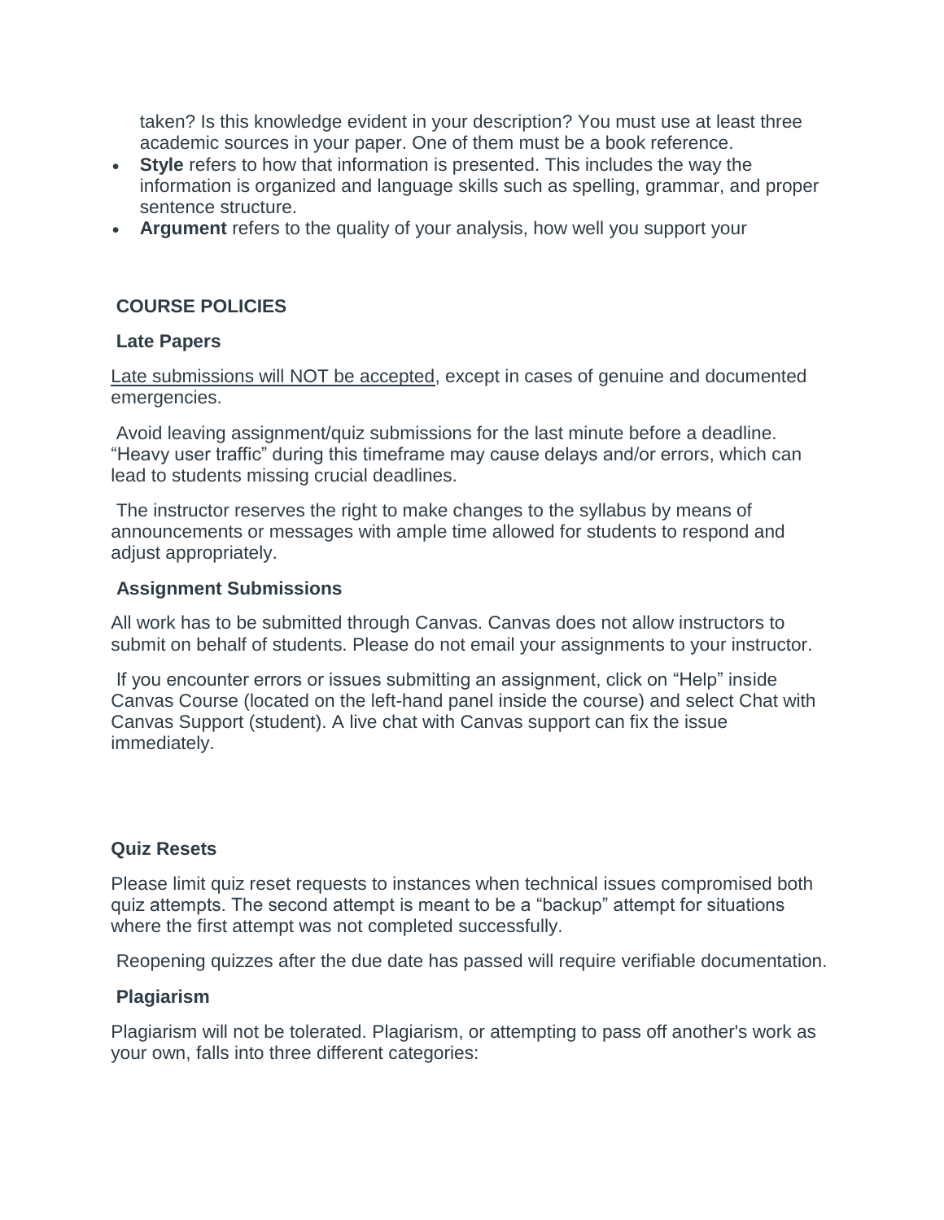taken? Is this knowledge evident in your description? You must use at least three academic sources in your paper. One of them must be a book reference.

- **Style** refers to how that information is presented. This includes the way the information is organized and language skills such as spelling, grammar, and proper sentence structure.
- **Argument** refers to the quality of your analysis, how well you support your

## COURSE POLICIES

### Late Papers

<u>Late submissions will NOT be accepted</u>, except in cases of genuine and documented emergencies.

Avoid leaving assignment/quiz submissions for the last minute before a deadline. "Heavy user traffic" during this timeframe may cause delays and/or errors, which can lead to students missing crucial deadlines.

The instructor reserves the right to make changes to the syllabus by means of announcements or messages with ample time allowed for students to respond and adjust appropriately.

### Assignment Submissions

All work has to be submitted through Canvas. Canvas does not allow instructors to submit on behalf of students. Please do not email your assignments to your instructor.

If you encounter errors or issues submitting an assignment, click on "Help" inside Canvas Course (located on the left-hand panel inside the course) and select Chat with Canvas Support (student). A live chat with Canvas support can fix the issue immediately.

### Quiz Resets

Please limit quiz reset requests to instances when technical issues compromised both quiz attempts. The second attempt is meant to be a "backup" attempt for situations where the first attempt was not completed successfully.

Reopening quizzes after the due date has passed will require verifiable documentation.

### Plagiarism

Plagiarism will not be tolerated. Plagiarism, or attempting to pass off another's work as your own, falls into three different categories: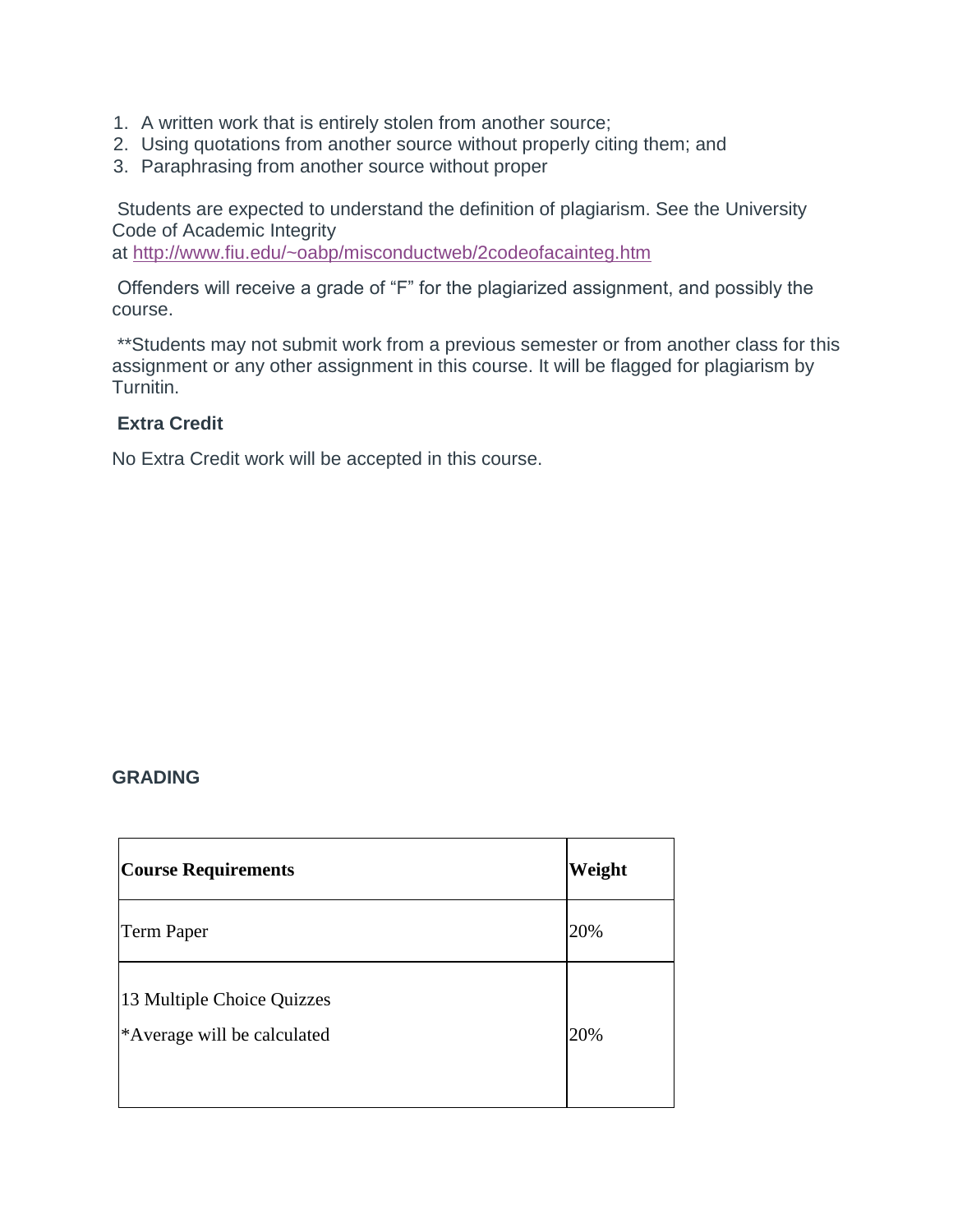1. A written work that is entirely stolen from another source;
2. Using quotations from another source without properly citing them; and
3. Paraphrasing from another source without proper

Students are expected to understand the definition of plagiarism. See the University Code of Academic Integrity at [http://www.fiu.edu/~oabp/misconductweb/2codeofacainteg.htm](http://www.fiu.edu/~oabp/misconductweb/2codeofacainteg.htm)

Offenders will receive a grade of "F" for the plagiarized assignment, and possibly the course.

**Students may not submit work from a previous semester or from another class for this assignment or any other assignment in this course. It will be flagged for plagiarism by Turnitin.

**Extra Credit**

No Extra Credit work will be accepted in this course.

## GRADING

| Course Requirements | Weight |
|---|---|
| Term Paper | 20% |
| 13 Multiple Choice Quizzes<br>*Average will be calculated | 20% |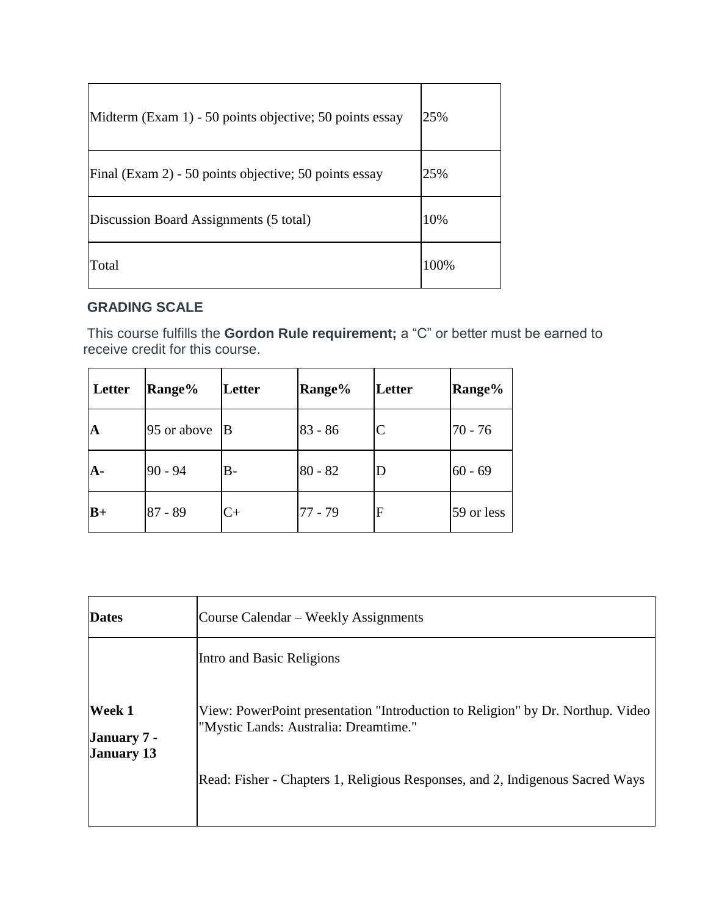| | |
|---|---|
| Midterm (Exam 1) - 50 points objective; 50 points essay | 25% |
| Final (Exam 2) - 50 points objective; 50 points essay | 25% |
| Discussion Board Assignments (5 total) | 10% |
| Total | 100% |

## GRADING SCALE

This course fulfills the **Gordon Rule requirement;** a “C” or better must be earned to receive credit for this course.

| Letter | Range% | Letter | Range% | Letter | Range% |
|---|---|---|---|---|---|
| **A** | 95 or above | B | 83 - 86 | C | 70 - 76 |
| **A-** | 90 - 94 | B- | 80 - 82 | D | 60 - 69 |
| **B+** | 87 - 89 | C+ | 77 - 79 | F | 59 or less |

| **Dates** | Course Calendar – Weekly Assignments |
|---|---|
| **Week 1** **January 7 - January 13** | Intro and Basic Religions<br><br>View: PowerPoint presentation "Introduction to Religion" by Dr. Northup. Video "Mystic Lands: Australia: Dreamtime."<br><br>Read: Fisher - Chapters 1, Religious Responses, and 2, Indigenous Sacred Ways |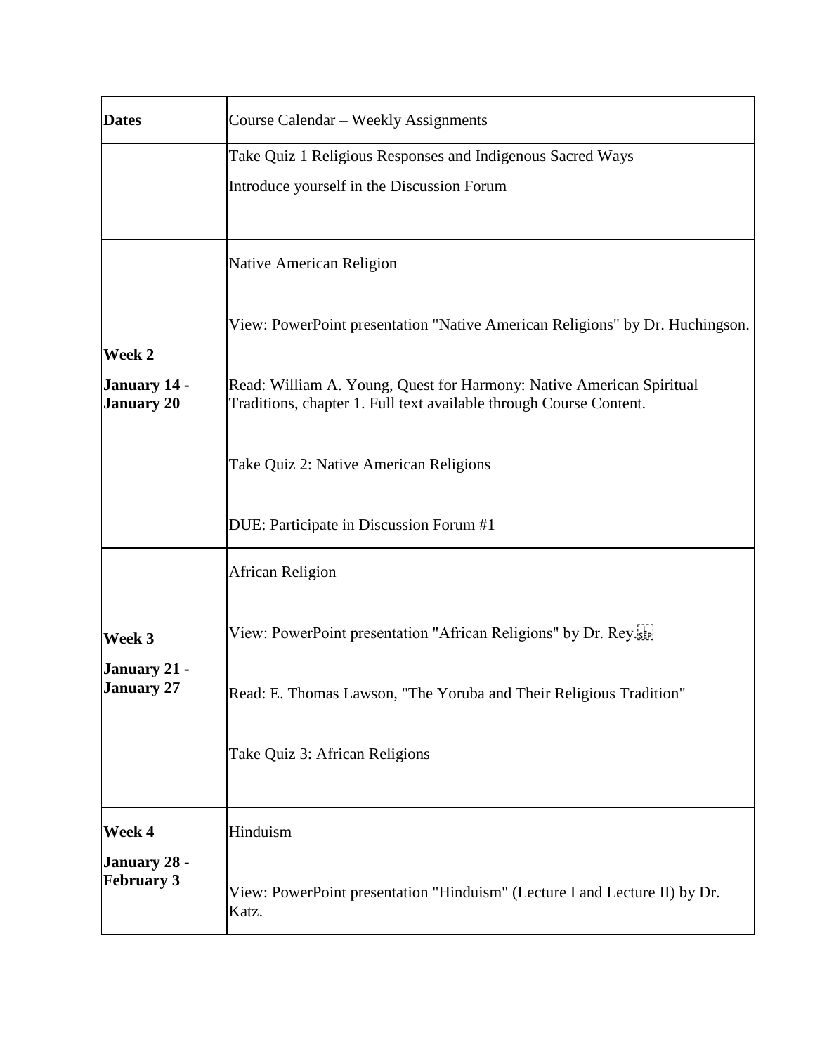| **Dates** | Course Calendar – Weekly Assignments |
|---|---|
| | Take Quiz 1 Religious Responses and Indigenous Sacred Ways<br><br>Introduce yourself in the Discussion Forum |
| **Week 2**<br><br>**January 14 - January 20** | Native American Religion<br><br>View: PowerPoint presentation "Native American Religions" by Dr. Huchingson.<br><br>Read: William A. Young, Quest for Harmony: Native American Spiritual Traditions, chapter 1. Full text available through Course Content.<br><br>Take Quiz 2: Native American Religions<br><br>DUE: Participate in Discussion Forum #1 |
| **Week 3**<br><br>**January 21 - January 27** | African Religion<br><br>View: PowerPoint presentation "African Religions" by Dr. Rey.<br><br>Read: E. Thomas Lawson, "The Yoruba and Their Religious Tradition"<br><br>Take Quiz 3: African Religions |
| **Week 4**<br><br>**January 28 - February 3** | Hinduism<br><br>View: PowerPoint presentation "Hinduism" (Lecture I and Lecture II) by Dr. Katz. |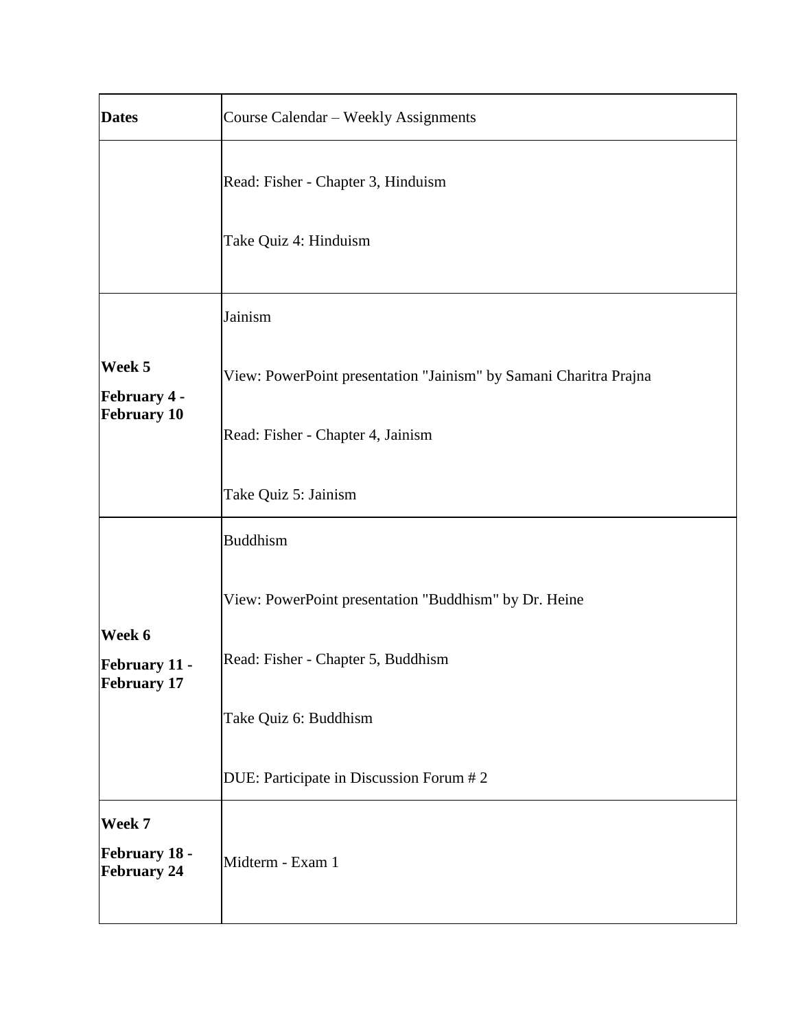| Dates | Course Calendar – Weekly Assignments |
|---|---|
| | Read: Fisher - Chapter 3, Hinduism<br><br>Take Quiz 4: Hinduism |
| **Week 5**<br>**February 4 - February 10** | Jainism<br><br>View: PowerPoint presentation "Jainism" by Samani Charitra Prajna<br><br>Read: Fisher - Chapter 4, Jainism<br><br>Take Quiz 5: Jainism |
| **Week 6**<br>**February 11 - February 17** | Buddhism<br><br>View: PowerPoint presentation "Buddhism" by Dr. Heine<br><br>Read: Fisher - Chapter 5, Buddhism<br><br>Take Quiz 6: Buddhism<br><br>DUE: Participate in Discussion Forum # 2 |
| **Week 7**<br>**February 18 - February 24** | Midterm - Exam 1 |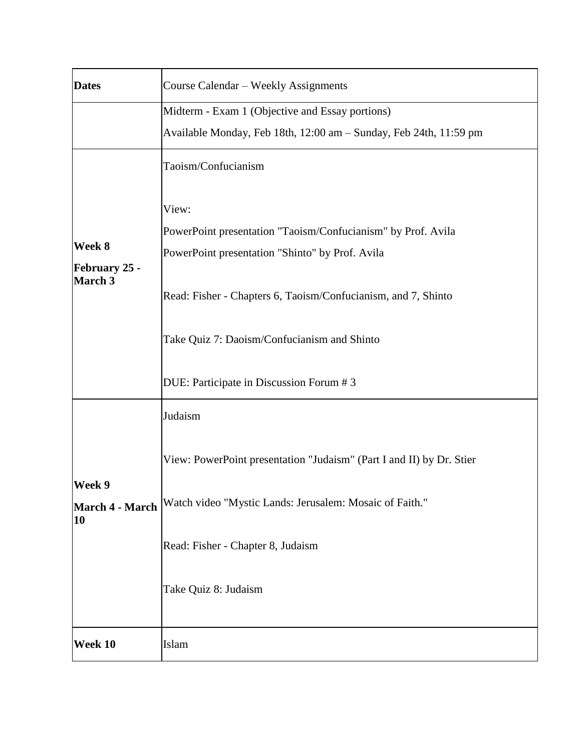| Dates | Course Calendar – Weekly Assignments |
| --- | --- |
| | Midterm - Exam 1 (Objective and Essay portions)<br>Available Monday, Feb 18th, 12:00 am – Sunday, Feb 24th, 11:59 pm |
| **Week 8**<br>**February 25 - March 3** | Taoism/Confucianism<br><br>View:<br>PowerPoint presentation "Taoism/Confucianism" by Prof. Avila<br>PowerPoint presentation "Shinto" by Prof. Avila<br><br>Read: Fisher - Chapters 6, Taoism/Confucianism, and 7, Shinto<br><br>Take Quiz 7: Daoism/Confucianism and Shinto<br><br>DUE: Participate in Discussion Forum # 3 |
| **Week 9**<br>**March 4 - March 10** | Judaism<br><br>View: PowerPoint presentation "Judaism" (Part I and II) by Dr. Stier<br><br>Watch video "Mystic Lands: Jerusalem: Mosaic of Faith."<br><br>Read: Fisher - Chapter 8, Judaism<br><br>Take Quiz 8: Judaism |
| **Week 10** | Islam |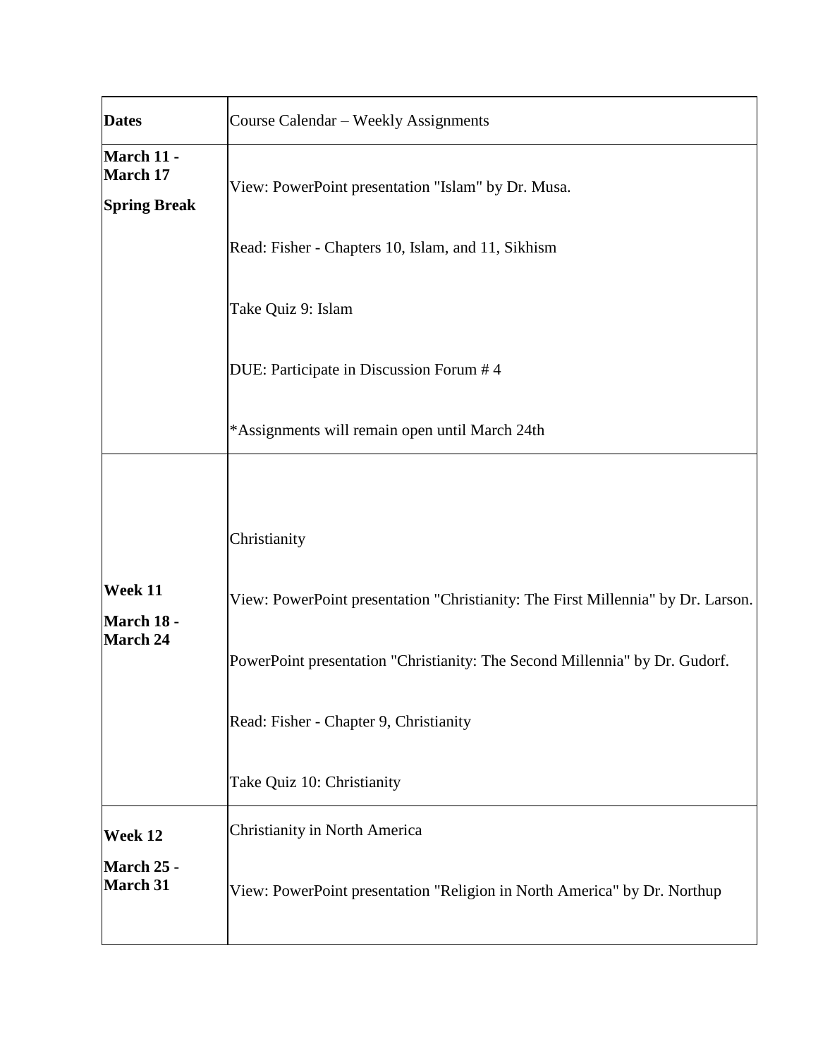| Dates | Course Calendar – Weekly Assignments |
|---|---|
| **March 11 - March 17**<br>**Spring Break** | View: PowerPoint presentation "Islam" by Dr. Musa.<br>Read: Fisher - Chapters 10, Islam, and 11, Sikhism<br>Take Quiz 9: Islam<br>DUE: Participate in Discussion Forum # 4<br>*Assignments will remain open until March 24th |
| **Week 11**<br>**March 18 - March 24** | Christianity<br>View: PowerPoint presentation "Christianity: The First Millennia" by Dr. Larson.<br>PowerPoint presentation "Christianity: The Second Millennia" by Dr. Gudorf.<br>Read: Fisher - Chapter 9, Christianity<br>Take Quiz 10: Christianity |
| **Week 12**<br>**March 25 - March 31** | Christianity in North America<br>View: PowerPoint presentation "Religion in North America" by Dr. Northup |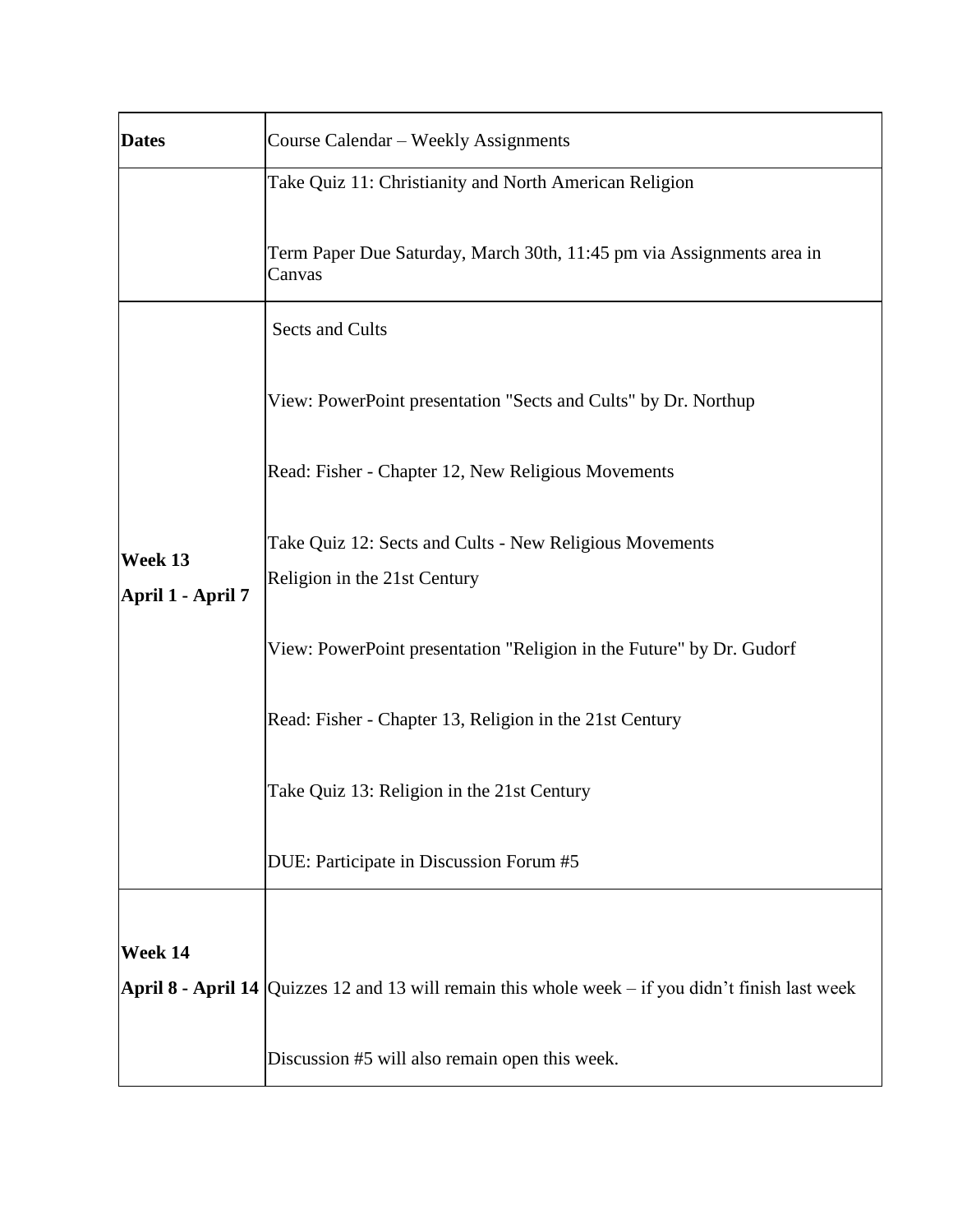| Dates | Course Calendar – Weekly Assignments |
| --- | --- |
| | Take Quiz 11: Christianity and North American Religion<br><br>Term Paper Due Saturday, March 30th, 11:45 pm via Assignments area in Canvas |
| **Week 13**<br>**April 1 - April 7** | Sects and Cults<br><br>View: PowerPoint presentation "Sects and Cults" by Dr. Northup<br><br>Read: Fisher - Chapter 12, New Religious Movements<br><br>Take Quiz 12: Sects and Cults - New Religious Movements<br>Religion in the 21st Century<br><br>View: PowerPoint presentation "Religion in the Future" by Dr. Gudorf<br><br>Read: Fisher - Chapter 13, Religion in the 21st Century<br><br>Take Quiz 13: Religion in the 21st Century<br><br>DUE: Participate in Discussion Forum #5 |
| **Week 14**<br>**April 8 - April 14** | Quizzes 12 and 13 will remain this whole week – if you didn't finish last week<br><br>Discussion #5 will also remain open this week. |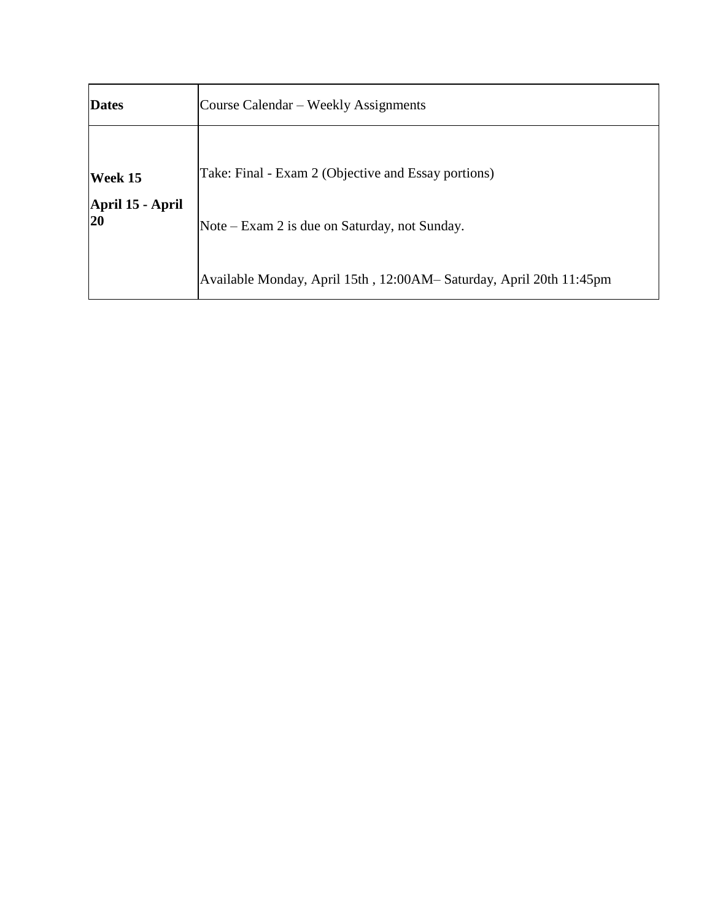| **Dates** | Course Calendar – Weekly Assignments |
|---|---|
| **Week 15**<br><br>**April 15 - April 20** | Take: Final - Exam 2 (Objective and Essay portions)<br><br>Note – Exam 2 is due on Saturday, not Sunday.<br><br>Available Monday, April 15th , 12:00AM– Saturday, April 20th 11:45pm |